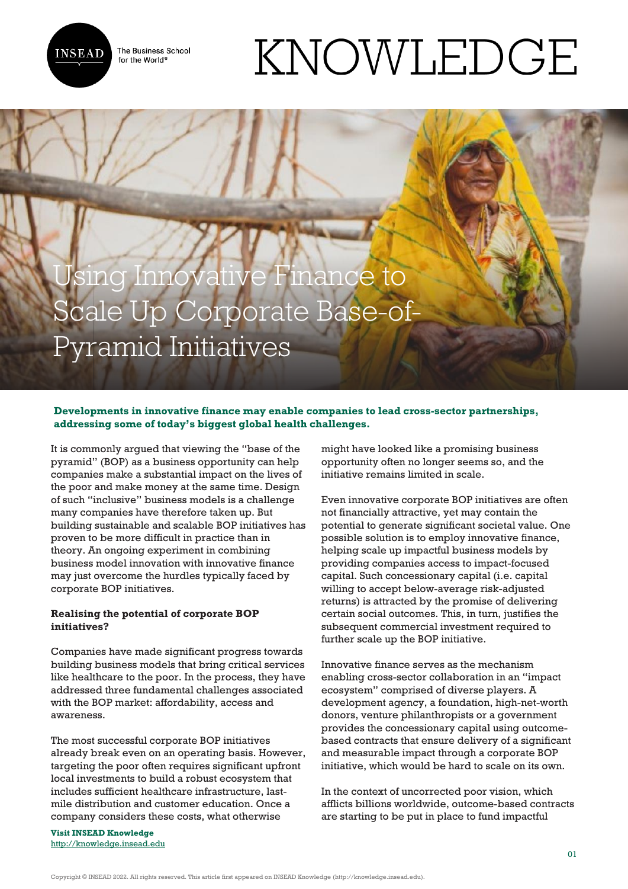# Using Innovative Finance to Scale Up Corporate Base-of-Pyramid Initiatives

**Developments in innovative finance may enable companies to lead cross-sector partnerships, addressing some of today's biggest global health challenges.**

It is commonly argued that viewing the "base of the pyramid" (BOP) as a business opportunity can help companies make a substantial impact on the lives of the poor and make money at the same time. Design of such "inclusive" business models is a challenge many companies have therefore taken up. But building sustainable and scalable BOP initiatives has proven to be more difficult in practice than in theory. An ongoing experiment in combining business model innovation with innovative finance may just overcome the hurdles typically faced by corporate BOP initiatives.

**Realising the potential of corporate BOP initiatives?**

Companies have made significant progress towards building business models that bring critical services like healthcare to the poor. In the process, they have addressed three fundamental challenges associated with the BOP market: affordability, access and awareness.

The most successful corporate BOP initiatives already break even on an operating basis. However, targeting the poor often requires significant upfront local investments to build a robust ecosystem that includes sufficient healthcare infrastructure, last-mile distribution and customer education. Once a company considers these costs, what otherwise might have looked like a promising business opportunity often no longer seems so, and the initiative remains limited in scale.

Even innovative corporate BOP initiatives are often not financially attractive, yet may contain the potential to generate significant societal value. One possible solution is to employ innovative finance, helping scale up impactful business models by providing companies access to impact-focused capital. Such concessionary capital (i.e. capital willing to accept below-average risk-adjusted returns) is attracted by the promise of delivering certain social outcomes. This, in turn, justifies the subsequent commercial investment required to further scale up the BOP initiative.

Innovative finance serves as the mechanism enabling cross-sector collaboration in an "impact ecosystem" comprised of diverse players. A development agency, a foundation, high-net-worth donors, venture philanthropists or a government provides the concessionary capital using outcome-based contracts that ensure delivery of a significant and measurable impact through a corporate BOP initiative, which would be hard to scale on its own.

In the context of uncorrected poor vision, which afflicts billions worldwide, outcome-based contracts are starting to be put in place to fund impactful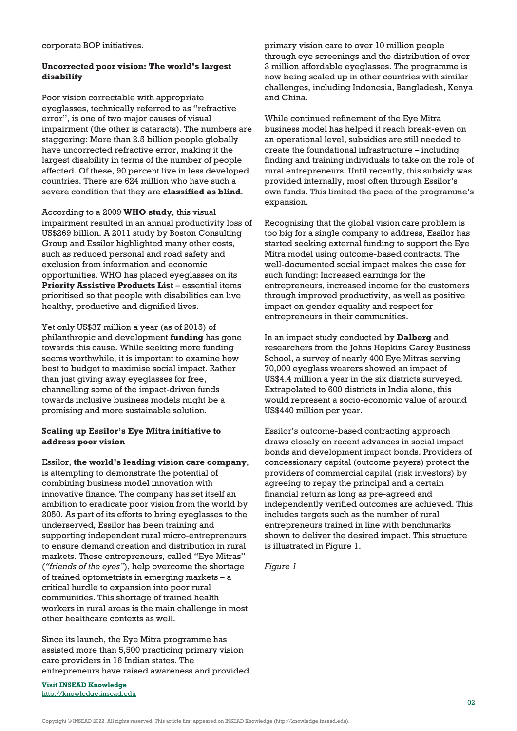corporate BOP initiatives.

### Uncorrected poor vision: The world's largest disability

Poor vision correctable with appropriate eyeglasses, technically referred to as "refractive error", is one of two major causes of visual impairment (the other is cataracts). The numbers are staggering: More than 2.5 billion people globally have uncorrected refractive error, making it the largest disability in terms of the number of people affected. Of these, 90 percent live in less developed countries. There are 624 million who have such a severe condition that they are **classified as blind**.

According to a 2009 **WHO study**, this visual impairment resulted in an annual productivity loss of US$269 billion. A 2011 study by Boston Consulting Group and Essilor highlighted many other costs, such as reduced personal and road safety and exclusion from information and economic opportunities. WHO has placed eyeglasses on its **Priority Assistive Products List** – essential items prioritised so that people with disabilities can live healthy, productive and dignified lives.

Yet only US$37 million a year (as of 2015) of philanthropic and development **funding** has gone towards this cause. While seeking more funding seems worthwhile, it is important to examine how best to budget to maximise social impact. Rather than just giving away eyeglasses for free, channelling some of the impact-driven funds towards inclusive business models might be a promising and more sustainable solution.

### Scaling up Essilor's Eye Mitra initiative to address poor vision

Essilor, **the world's leading vision care company**, is attempting to demonstrate the potential of combining business model innovation with innovative finance. The company has set itself an ambition to eradicate poor vision from the world by 2050. As part of its efforts to bring eyeglasses to the underserved, Essilor has been training and supporting independent rural micro-entrepreneurs to ensure demand creation and distribution in rural markets. These entrepreneurs, called "Eye Mitras" (*"friends of the eyes"*), help overcome the shortage of trained optometrists in emerging markets – a critical hurdle to expansion into poor rural communities. This shortage of trained health workers in rural areas is the main challenge in most other healthcare contexts as well.

Since its launch, the Eye Mitra programme has assisted more than 5,500 practicing primary vision care providers in 16 Indian states. The entrepreneurs have raised awareness and provided primary vision care to over 10 million people through eye screenings and the distribution of over 3 million affordable eyeglasses. The programme is now being scaled up in other countries with similar challenges, including Indonesia, Bangladesh, Kenya and China.

While continued refinement of the Eye Mitra business model has helped it reach break-even on an operational level, subsidies are still needed to create the foundational infrastructure – including finding and training individuals to take on the role of rural entrepreneurs. Until recently, this subsidy was provided internally, most often through Essilor's own funds. This limited the pace of the programme's expansion.

Recognising that the global vision care problem is too big for a single company to address, Essilor has started seeking external funding to support the Eye Mitra model using outcome-based contracts. The well-documented social impact makes the case for such funding: Increased earnings for the entrepreneurs, increased income for the customers through improved productivity, as well as positive impact on gender equality and respect for entrepreneurs in their communities.

In an impact study conducted by **Dalberg** and researchers from the Johns Hopkins Carey Business School, a survey of nearly 400 Eye Mitras serving 70,000 eyeglass wearers showed an impact of US$4.4 million a year in the six districts surveyed. Extrapolated to 600 districts in India alone, this would represent a socio-economic value of around US$440 million per year.

Essilor's outcome-based contracting approach draws closely on recent advances in social impact bonds and development impact bonds. Providers of concessionary capital (outcome payers) protect the providers of commercial capital (risk investors) by agreeing to repay the principal and a certain financial return as long as pre-agreed and independently verified outcomes are achieved. This includes targets such as the number of rural entrepreneurs trained in line with benchmarks shown to deliver the desired impact. This structure is illustrated in Figure 1.

*Figure 1*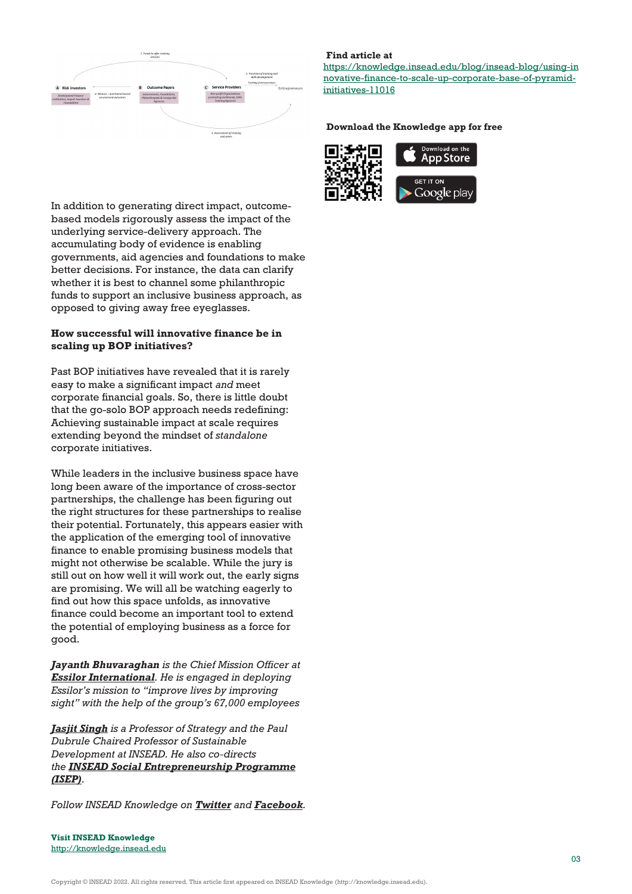1. Funds to offer training services

2. Provision of training and skills development

Training of entrepreneurs

A Risk Investors

Development Finance Institutions, Impact Investors & Foundations

4. Returns + investment based on assessed outcomes

B Outcome Payers

Governments, Foundations, Philanthropists & Foreign Aid Agencies

C Service Providers

Non-profit Organisations promoting Livelihoods, Skills Training Agencies

Entrepreneurs

3. Assessment of training outcomes

In addition to generating direct impact, outcome-based models rigorously assess the impact of the underlying service-delivery approach. The accumulating body of evidence is enabling governments, aid agencies and foundations to make better decisions. For instance, the data can clarify whether it is best to channel some philanthropic funds to support an inclusive business approach, as opposed to giving away free eyeglasses.

**How successful will innovative finance be in scaling up BOP initiatives?**

Past BOP initiatives have revealed that it is rarely easy to make a significant impact *and* meet corporate financial goals. So, there is little doubt that the go-solo BOP approach needs redefining: Achieving sustainable impact at scale requires extending beyond the mindset of *standalone* corporate initiatives.

While leaders in the inclusive business space have long been aware of the importance of cross-sector partnerships, the challenge has been figuring out the right structures for these partnerships to realise their potential. Fortunately, this appears easier with the application of the emerging tool of innovative finance to enable promising business models that might not otherwise be scalable. While the jury is still out on how well it will work out, the early signs are promising. We will all be watching eagerly to find out how this space unfolds, as innovative finance could become an important tool to extend the potential of employing business as a force for good.

***Jayanth Bhuvaraghan*** *is the Chief Mission Officer at* ***Essilor International****. He is engaged in deploying Essilor's mission to "improve lives by improving sight" with the help of the group's 67,000 employees*

***Jasjit Singh*** *is a Professor of Strategy and the Paul Dubrule Chaired Professor of Sustainable Development at INSEAD. He also co-directs the* ***INSEAD Social Entrepreneurship Programme (ISEP)****.*

*Follow INSEAD Knowledge on* ***Twitter*** *and* ***Facebook****.*

**Find article at**
https://knowledge.insead.edu/blog/insead-blog/using-innovative-finance-to-scale-up-corporate-base-of-pyramid-initiatives-11016

**Download the Knowledge app for free**